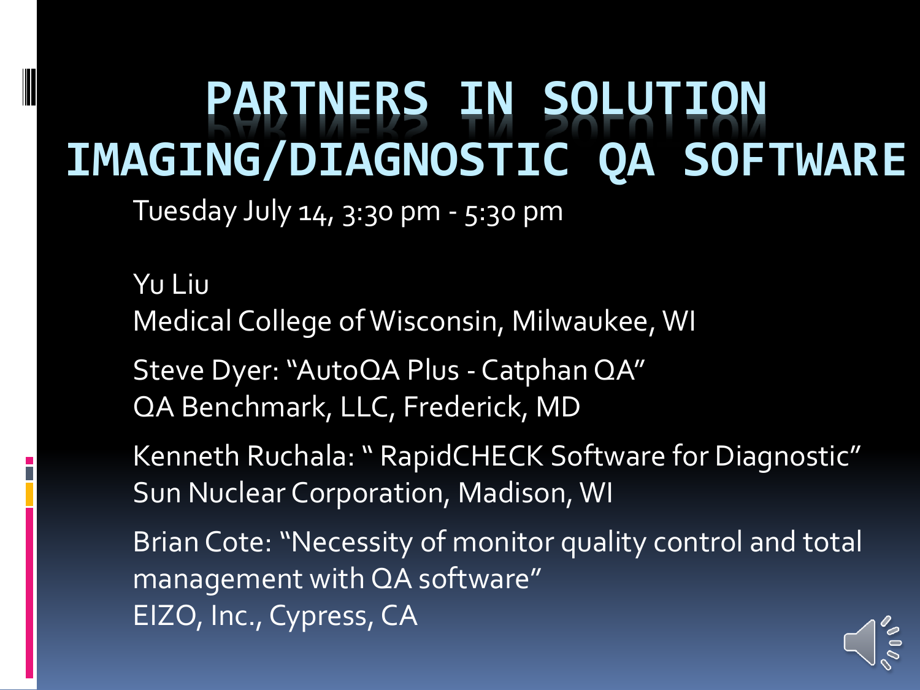# PARTNERS IN SOLUTION
# IMAGING/DIAGNOSTIC QA SOFTWARE

Tuesday July 14, 3:30 pm - 5:30 pm

Yu Liu
Medical College of Wisconsin, Milwaukee, WI

Steve Dyer: "AutoQA Plus - Catphan QA"
QA Benchmark, LLC, Frederick, MD

Kenneth Ruchala: " RapidCHECK Software for Diagnostic"
Sun Nuclear Corporation, Madison, WI

Brian Cote: "Necessity of monitor quality control and total management with QA software"
EIZO, Inc., Cypress, CA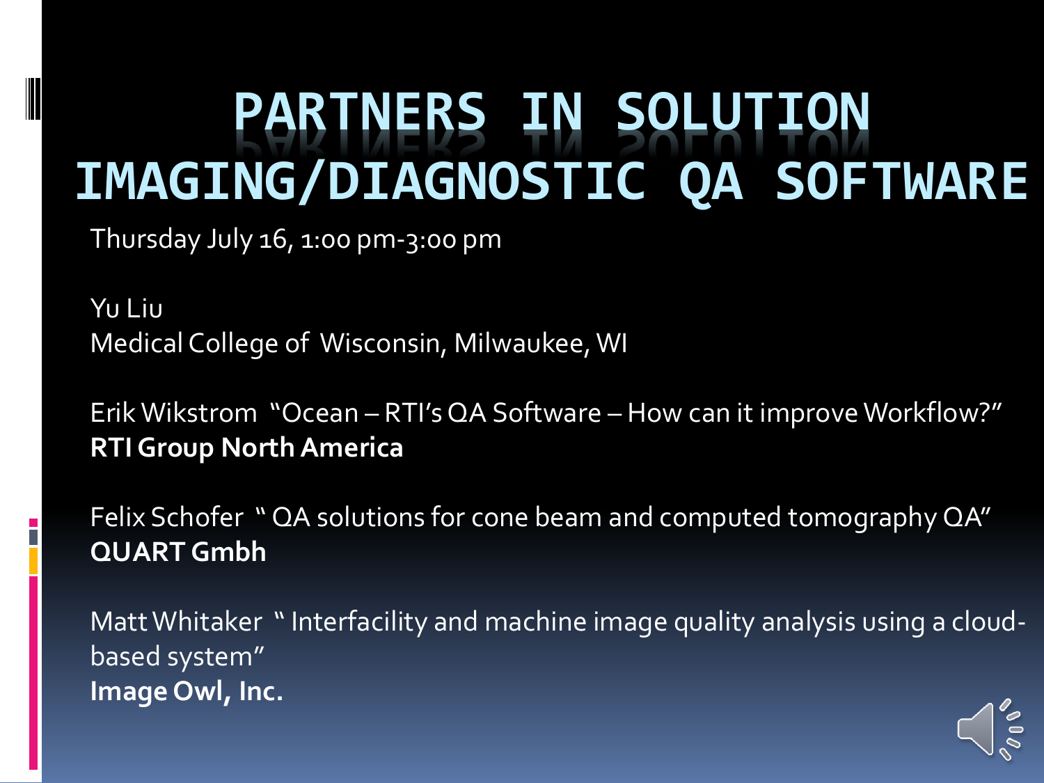# PARTNERS IN SOLUTION IMAGING/DIAGNOSTIC QA SOFTWARE

Thursday July 16, 1:00 pm-3:00 pm

Yu Liu
Medical College of Wisconsin, Milwaukee, WI

Erik Wikstrom "Ocean – RTI's QA Software – How can it improve Workflow?"
**RTI Group North America**

Felix Schofer " QA solutions for cone beam and computed tomography QA"
**QUART Gmbh**

Matt Whitaker " Interfacility and machine image quality analysis using a cloud-based system"
**Image Owl, Inc.**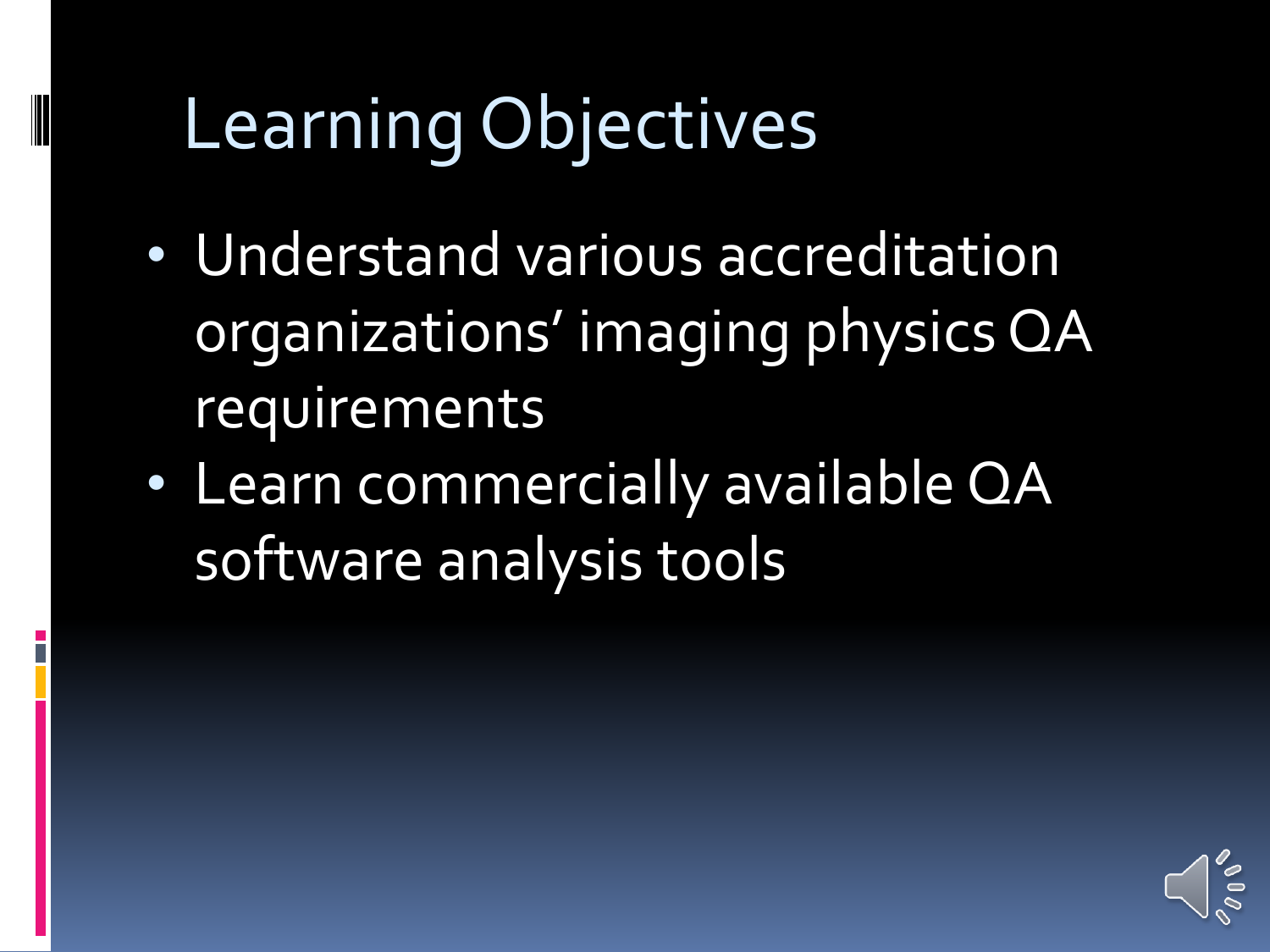# Learning Objectives

- Understand various accreditation organizations' imaging physics QA requirements
- Learn commercially available QA software analysis tools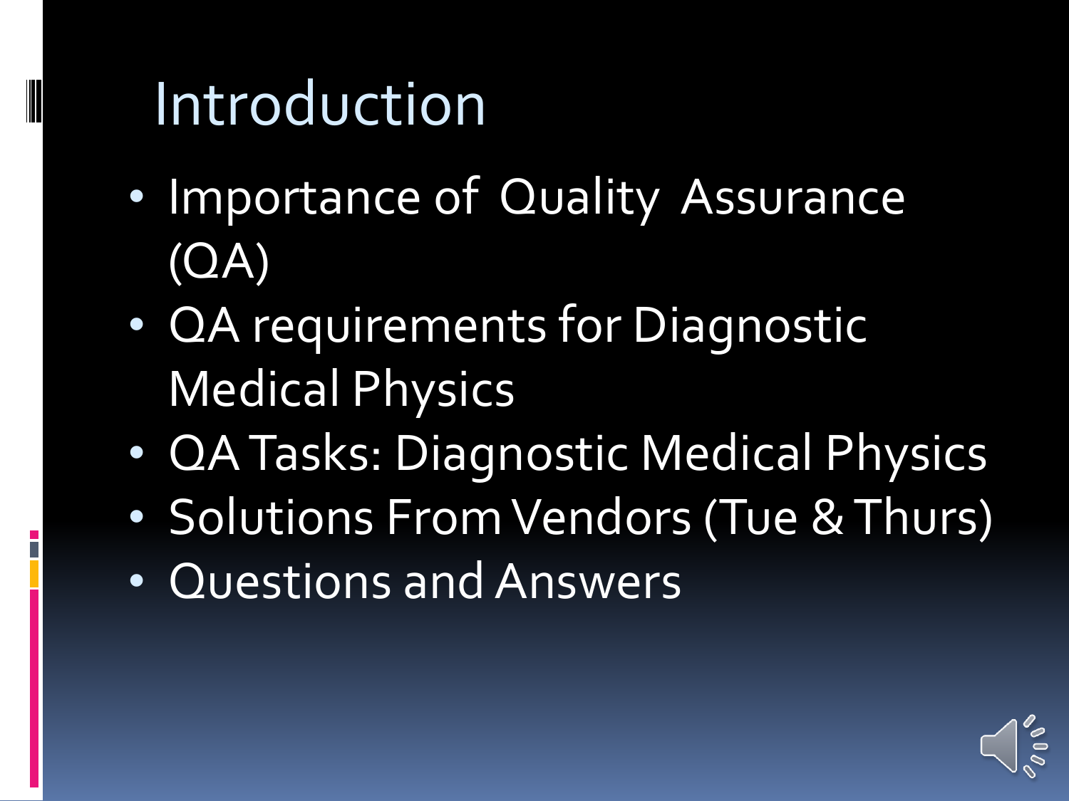# Introduction

- Importance of Quality Assurance (QA)
- QA requirements for Diagnostic Medical Physics
- QA Tasks: Diagnostic Medical Physics
- Solutions From Vendors (Tue & Thurs)
- Questions and Answers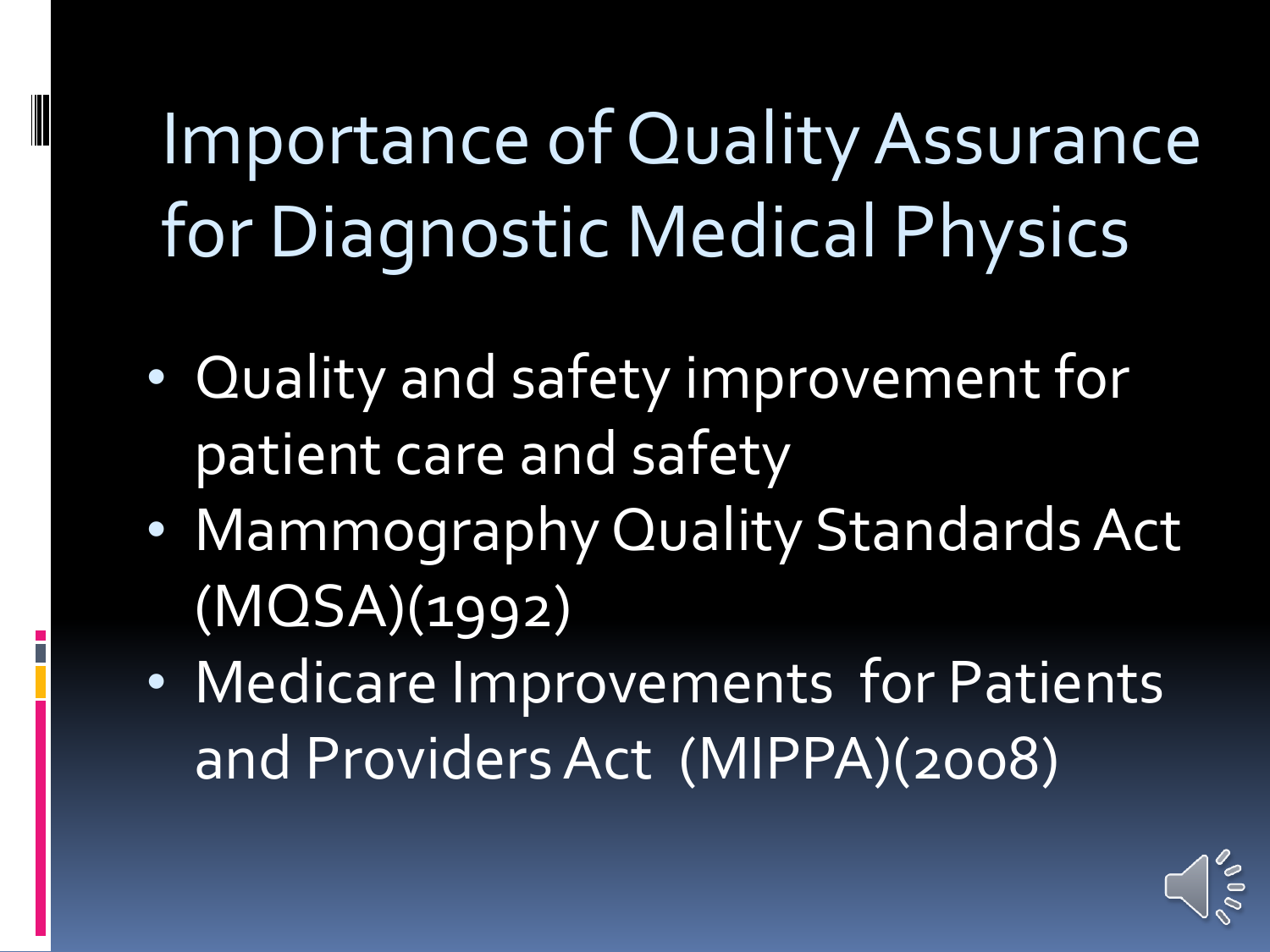# Importance of Quality Assurance for Diagnostic Medical Physics

- Quality and safety improvement for patient care and safety
- Mammography Quality Standards Act (MQSA)(1992)
- Medicare Improvements for Patients and Providers Act (MIPPA)(2008)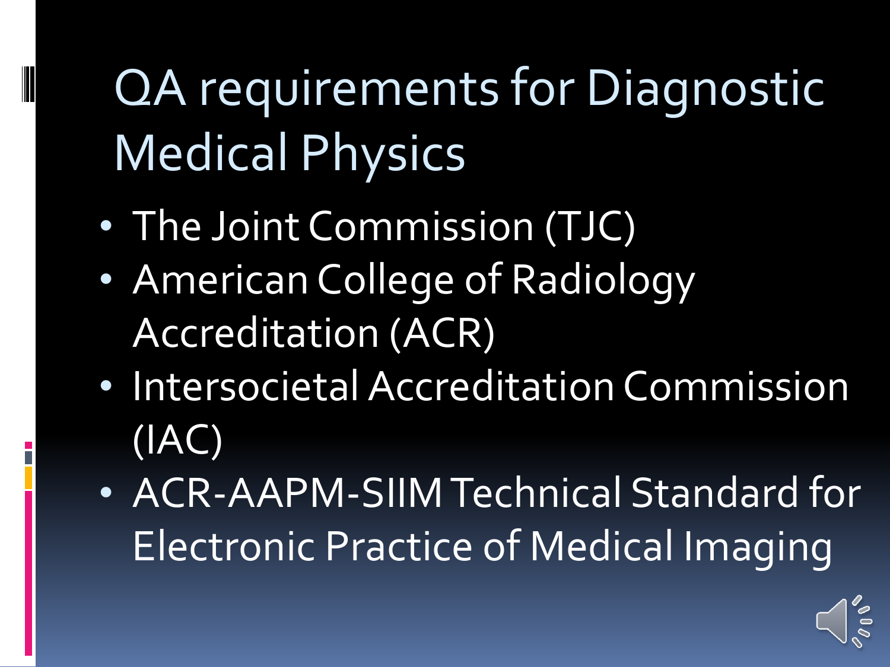# QA requirements for Diagnostic Medical Physics

- The Joint Commission (TJC)
- American College of Radiology Accreditation (ACR)
- Intersocietal Accreditation Commission (IAC)
- ACR-AAPM-SIIM Technical Standard for Electronic Practice of Medical Imaging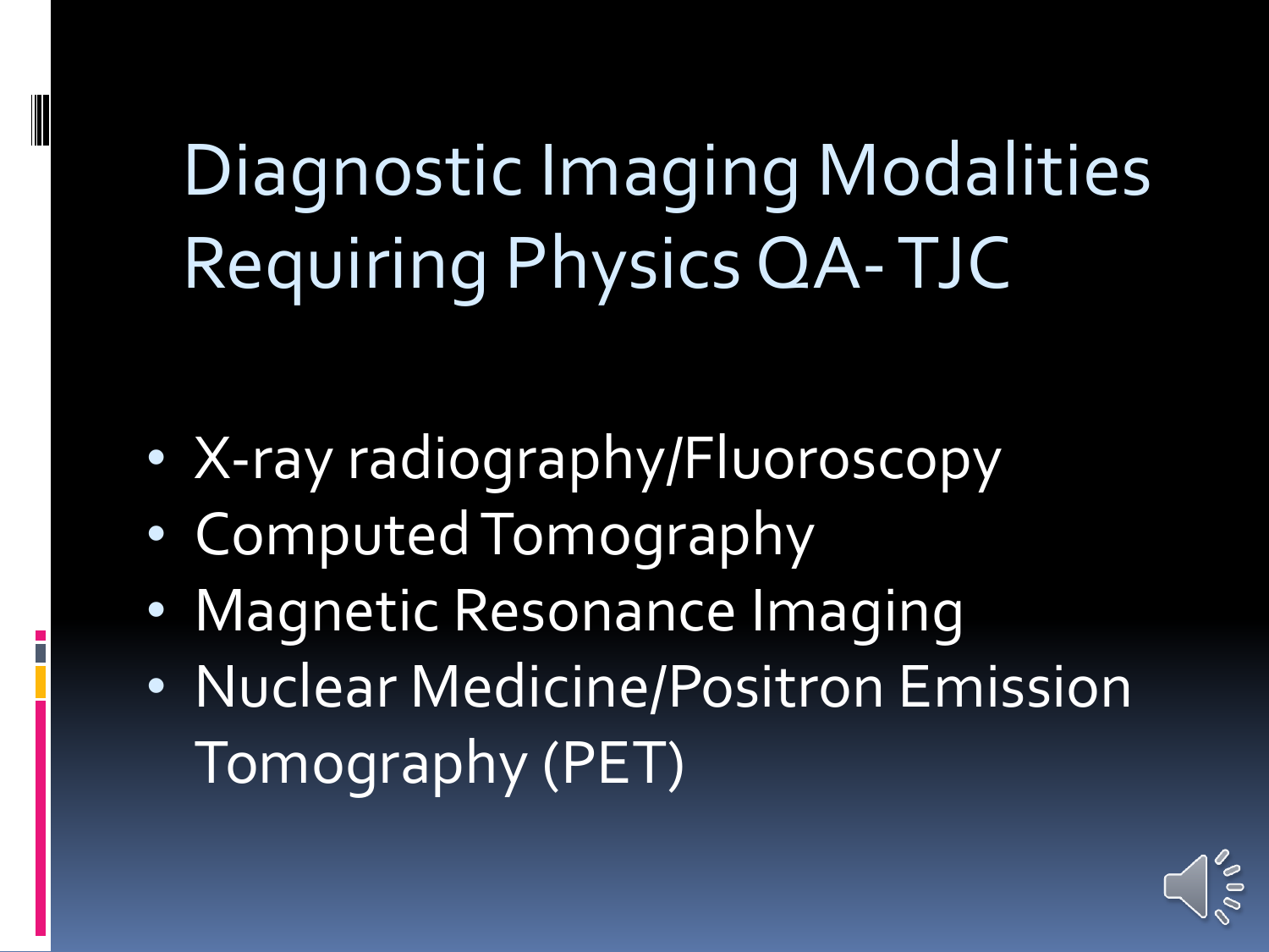# Diagnostic Imaging Modalities Requiring Physics QA- TJC

- X-ray radiography/Fluoroscopy
- Computed Tomography
- Magnetic Resonance Imaging
- Nuclear Medicine/Positron Emission Tomography (PET)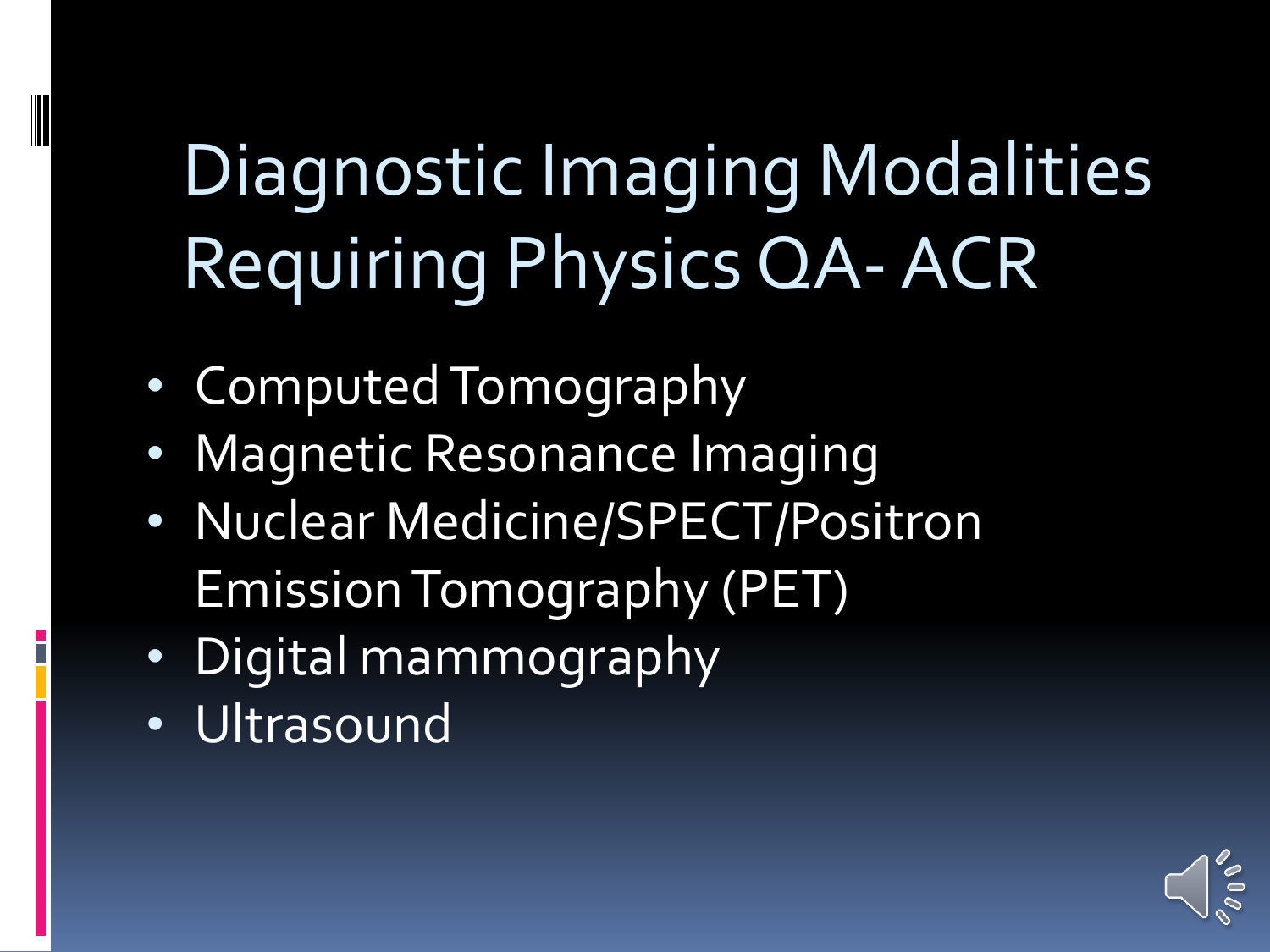# Diagnostic Imaging Modalities Requiring Physics QA- ACR

- Computed Tomography
- Magnetic Resonance Imaging
- Nuclear Medicine/SPECT/Positron Emission Tomography (PET)
- Digital mammography
- Ultrasound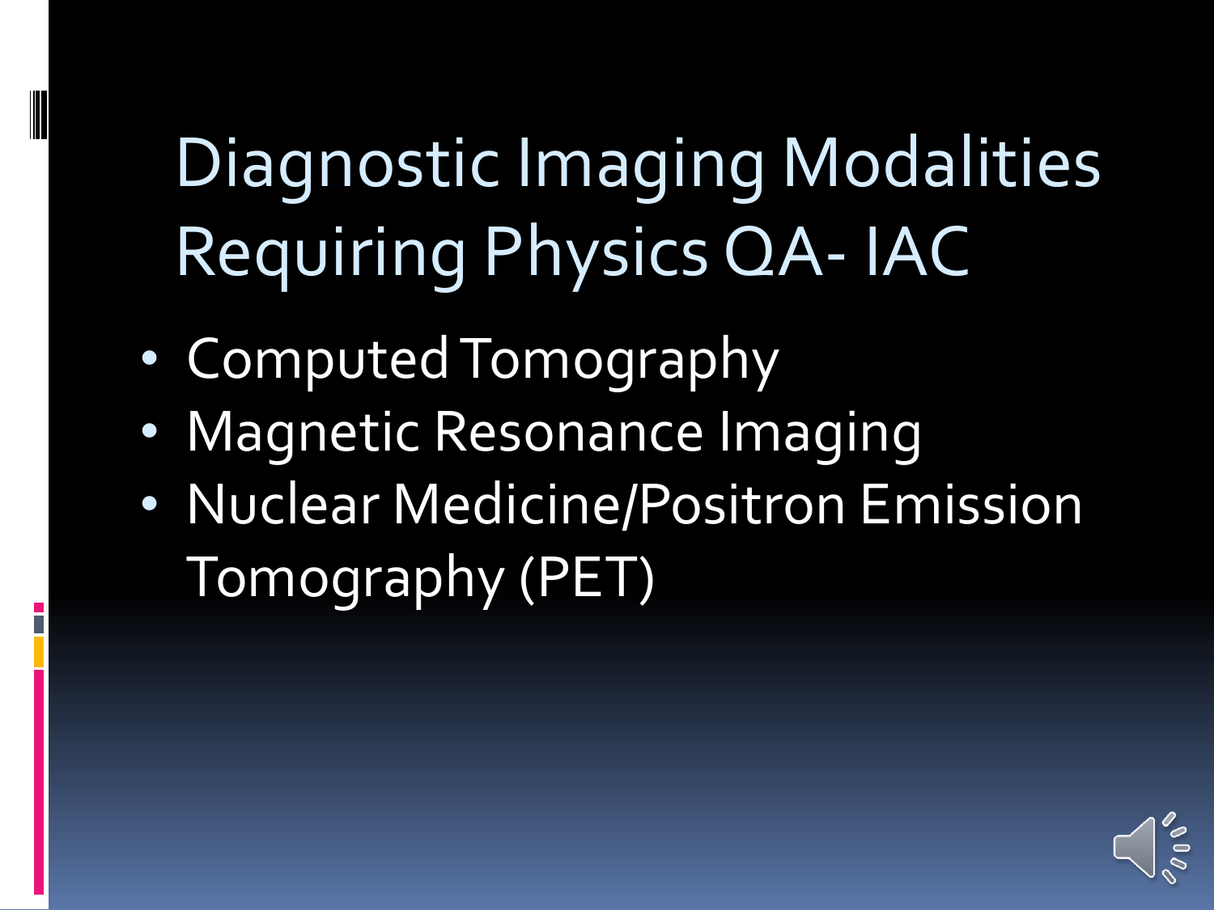# Diagnostic Imaging Modalities Requiring Physics QA- IAC

- Computed Tomography
- Magnetic Resonance Imaging
- Nuclear Medicine/Positron Emission Tomography (PET)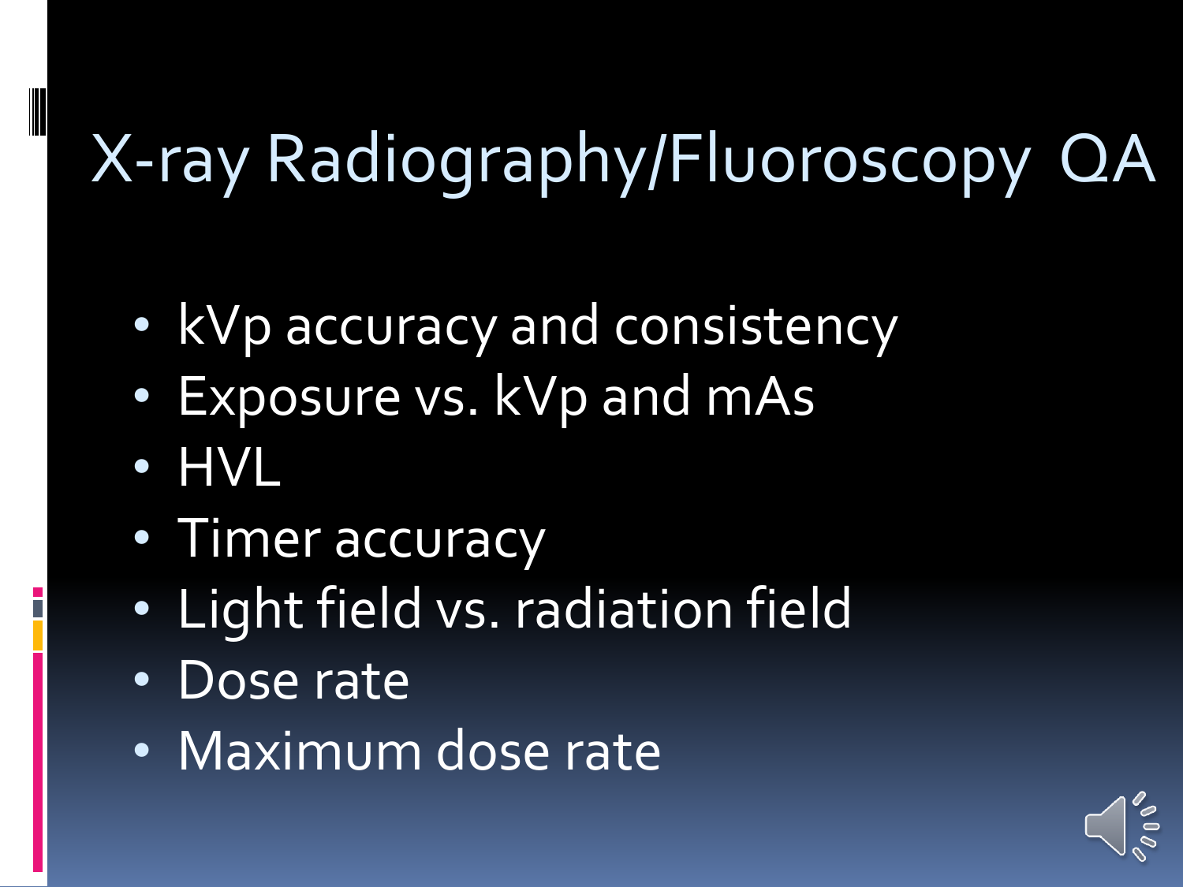# X-ray Radiography/Fluoroscopy QA

- kVp accuracy and consistency
- Exposure vs. kVp and mAs
- HVL
- Timer accuracy
- Light field vs. radiation field
- Dose rate
- Maximum dose rate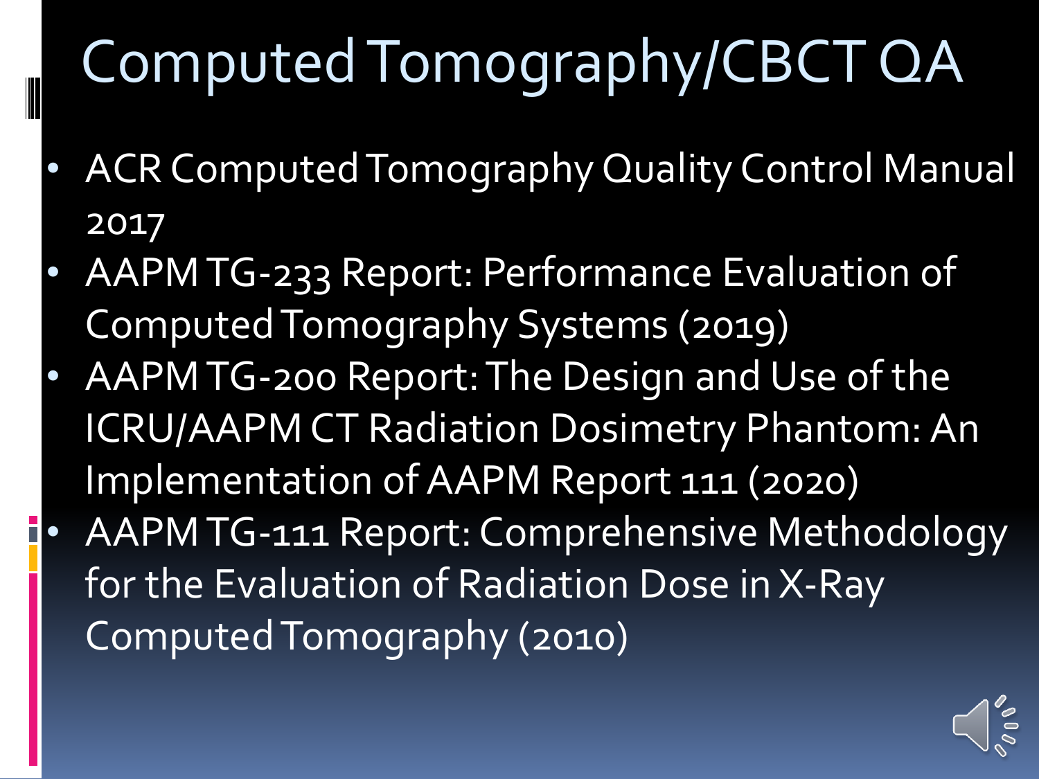# Computed Tomography/CBCT QA

- ACR Computed Tomography Quality Control Manual 2017
- AAPM TG-233 Report: Performance Evaluation of Computed Tomography Systems (2019)
- AAPM TG-200 Report: The Design and Use of the ICRU/AAPM CT Radiation Dosimetry Phantom: An Implementation of AAPM Report 111 (2020)
- AAPM TG-111 Report: Comprehensive Methodology for the Evaluation of Radiation Dose in X-Ray Computed Tomography (2010)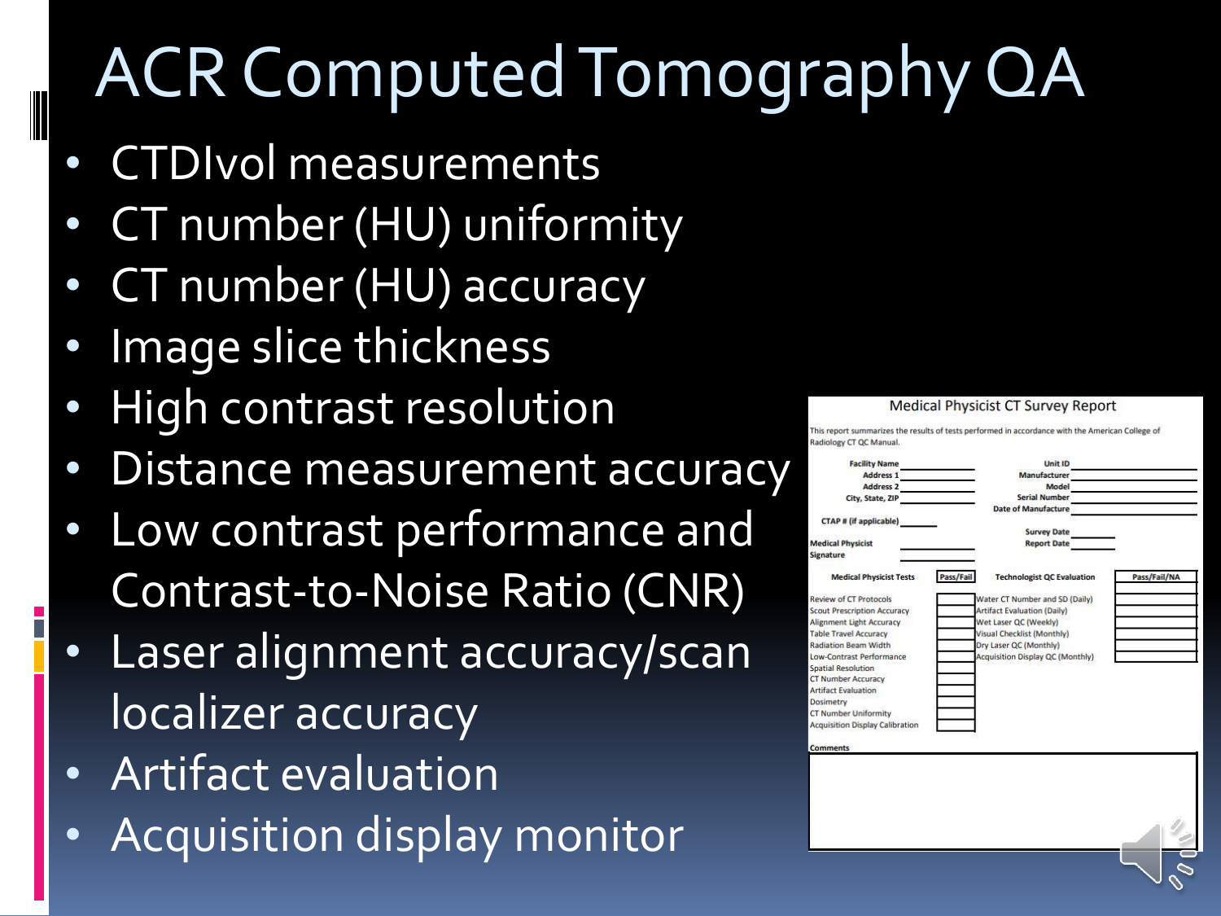# ACR Computed Tomography QA

- CTDIvol measurements
- CT number (HU) uniformity
- CT number (HU) accuracy
- Image slice thickness
- High contrast resolution
- Distance measurement accuracy
- Low contrast performance and Contrast-to-Noise Ratio (CNR)
- Laser alignment accuracy/scan localizer accuracy
- Artifact evaluation
- Acquisition display monitor

## Medical Physicist CT Survey Report

This report summarizes the results of tests performed in accordance with the American College of Radiology CT QC Manual.

Facility Name ____________ Unit ID ____________
Address 1 ____________ Manufacturer ____________
Address 2 ____________ Model ____________
City, State, ZIP ____________ Serial Number ____________
Date of Manufacture ____________
CTAP # (if applicable) ______
Survey Date ______
Medical Physicist Signature ____________ Report Date ______

| Medical Physicist Tests | Pass/Fail | Technologist QC Evaluation | Pass/Fail/NA |
|---|---|---|---|
| Review of CT Protocols | | Water CT Number and SD (Daily) | |
| Scout Prescription Accuracy | | Artifact Evaluation (Daily) | |
| Alignment Light Accuracy | | Wet Laser QC (Weekly) | |
| Table Travel Accuracy | | Visual Checklist (Monthly) | |
| Radiation Beam Width | | Dry Laser QC (Monthly) | |
| Low-Contrast Performance | | Acquisition Display QC (Monthly) | |
| Spatial Resolution | | | |
| CT Number Accuracy | | | |
| Artifact Evaluation | | | |
| Dosimetry | | | |
| CT Number Uniformity | | | |
| Acquisition Display Calibration | | | |

Comments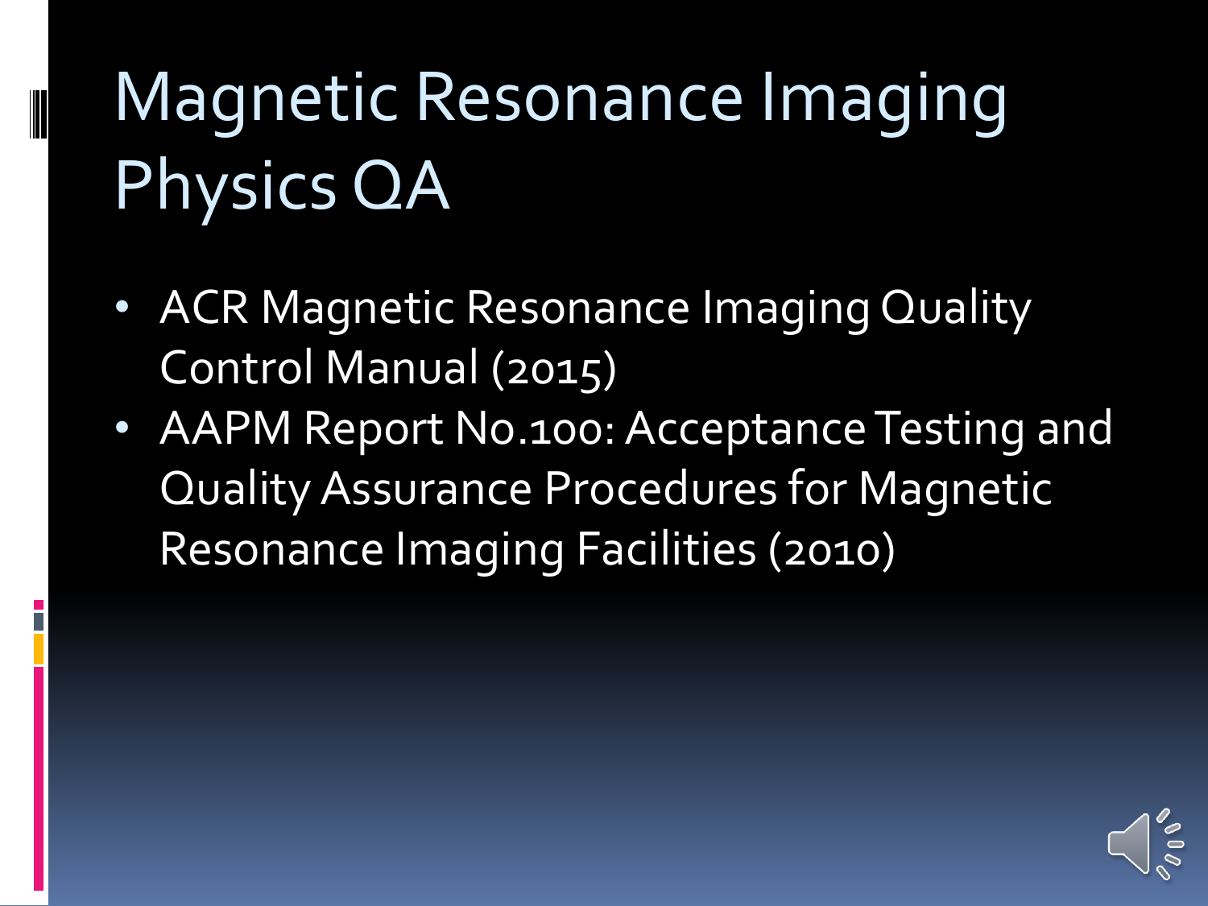# Magnetic Resonance Imaging Physics QA

- ACR Magnetic Resonance Imaging Quality Control Manual (2015)
- AAPM Report No.100: Acceptance Testing and Quality Assurance Procedures for Magnetic Resonance Imaging Facilities (2010)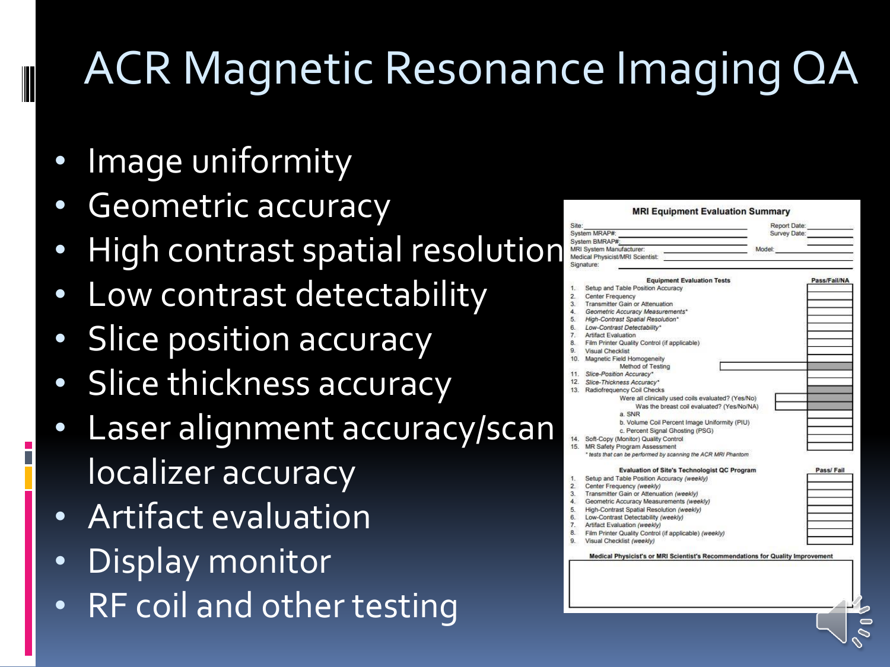# ACR Magnetic Resonance Imaging QA

- Image uniformity
- Geometric accuracy
- High contrast spatial resolution
- Low contrast detectability
- Slice position accuracy
- Slice thickness accuracy
- Laser alignment accuracy/scan localizer accuracy
- Artifact evaluation
- Display monitor
- RF coil and other testing

## MRI Equipment Evaluation Summary

Site: Report Date:
System MRAP#: Survey Date:
System BMRAP#:
MRI System Manufacturer: Model:
Medical Physicist/MRI Scientist:
Signature:

| Equipment Evaluation Tests | Pass/Fail/NA |
|---|---|
| 1. Setup and Table Position Accuracy | |
| 2. Center Frequency | |
| 3. Transmitter Gain or Attenuation | |
| 4. *Geometric Accuracy Measurements** | |
| 5. *High-Contrast Spatial Resolution** | |
| 6. *Low-Contrast Detectability** | |
| 7. Artifact Evaluation | |
| 8. Film Printer Quality Control (if applicable) | |
| 9. Visual Checklist | |
| 10. Magnetic Field Homogeneity | |
| Method of Testing | |
| 11. *Slice-Position Accuracy** | |
| 12. *Slice-Thickness Accuracy** | |
| 13. Radiofrequency Coil Checks | |
| Were all clinically used coils evaluated? (Yes/No) | |
| Was the breast coil evaluated? (Yes/No/NA) | |
| a. SNR | |
| b. Volume Coil Percent Image Uniformity (PIU) | |
| c. Percent Signal Ghosting (PSG) | |
| 14. Soft-Copy (Monitor) Quality Control | |
| 15. MR Safety Program Assessment | |

\* *tests that can be performed by scanning the ACR MRI Phantom*

| Evaluation of Site's Technologist QC Program | Pass/ Fail |
|---|---|
| 1. Setup and Table Position Accuracy *(weekly)* | |
| 2. Center Frequency *(weekly)* | |
| 3. Transmitter Gain or Attenuation *(weekly)* | |
| 4. Geometric Accuracy Measurements *(weekly)* | |
| 5. High-Contrast Spatial Resolution *(weekly)* | |
| 6. Low-Contrast Detectability *(weekly)* | |
| 7. Artifact Evaluation *(weekly)* | |
| 8. Film Printer Quality Control (if applicable) *(weekly)* | |
| 9. Visual Checklist *(weekly)* | |

**Medical Physicist's or MRI Scientist's Recommendations for Quality Improvement**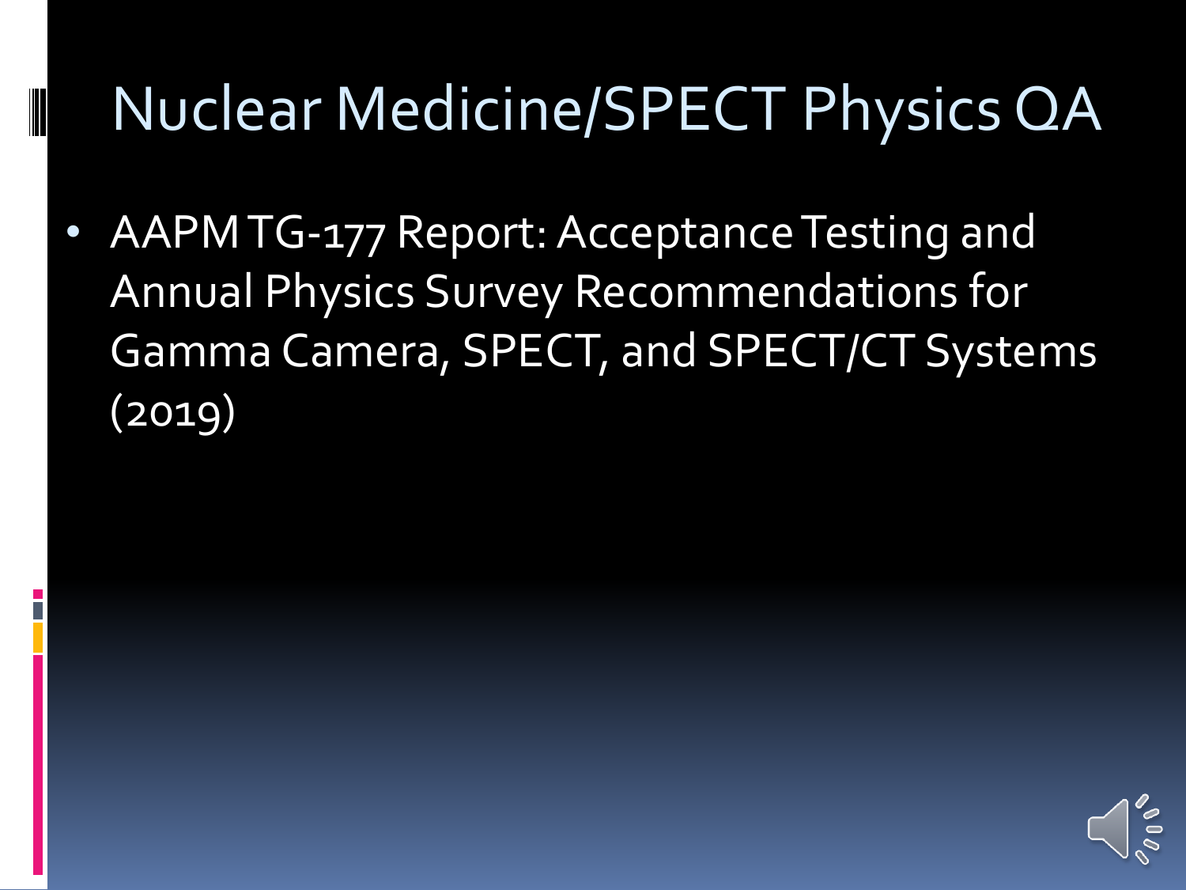# Nuclear Medicine/SPECT Physics QA

- AAPM TG-177 Report: Acceptance Testing and Annual Physics Survey Recommendations for Gamma Camera, SPECT, and SPECT/CT Systems (2019)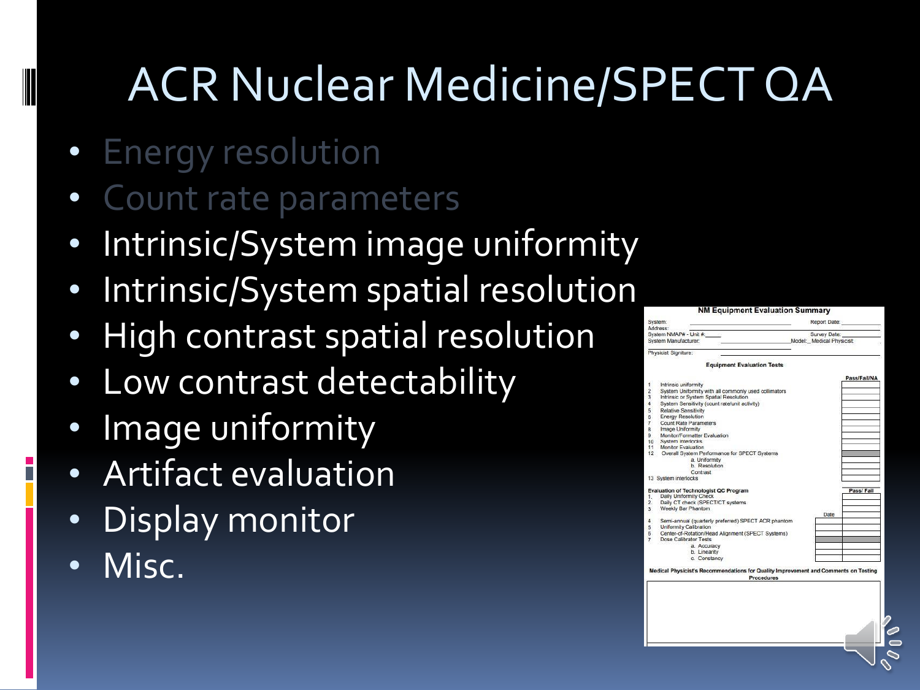# ACR Nuclear Medicine/SPECT QA

- Energy resolution
- Count rate parameters
- Intrinsic/System image uniformity
- Intrinsic/System spatial resolution
- High contrast spatial resolution
- Low contrast detectability
- Image uniformity
- Artifact evaluation
- Display monitor
- Misc.

**NM Equipment Evaluation Summary**

System: ______ Report Date: ______
Address:
System NMAP# - Unit #: ______ Survey Date: ______
System Manufacturer: ______ Model: ______ Medical Physicist:
Physicist Signiture: ______

**Equipment Evaluation Tests**

| | | Pass/Fail/NA |
|---|---|---|
| 1 | Intrinsic uniformity | |
| 2 | System Uniformity with all commonly used collimators | |
| 3 | Intrinsic or System Spatial Resolution | |
| 4 | System Sensitivity (count rate/unit activity) | |
| 5 | Relative Sensitivity | |
| 6 | Energy Resolution | |
| 7 | Count Rate Parameters | |
| 8 | Image Uniformity | |
| 9 | Monitor/Fermetter Evaluation | |
| 10 | System Interlocks | |
| 11 | Monitor Evaluation | |
| 12 | Overall System Performance for SPECT Systems | |
| | a. Uniformity | |
| | b. Resolution | |
| | Contrast | |
| 13 | System interlocks | |

**Evaluation of Technologist QC Program**

| | | Date | Pass/ Fail |
|---|---|---|---|
| 1. | Daily Uniformity Check | | |
| 2. | Daily CT check (SPECT/CT systems | | |
| 3 | Weekly Bar Phantom | | |
| 4 | Semi-annual (quarterly preferred) SPECT ACR phantom | | |
| 5 | Uniformity Calibration | | |
| 6 | Center-of-Rotation/Head Alignment (SPECT Systems) | | |
| 7 | Dose Calibrator Tests | | |
| | a. Accuracy | | |
| | b. Linearity | | |
| | c. Constancy | | |

**Medical Physicist's Recommendations for Quality Improvement and Comments on Testing Procedures**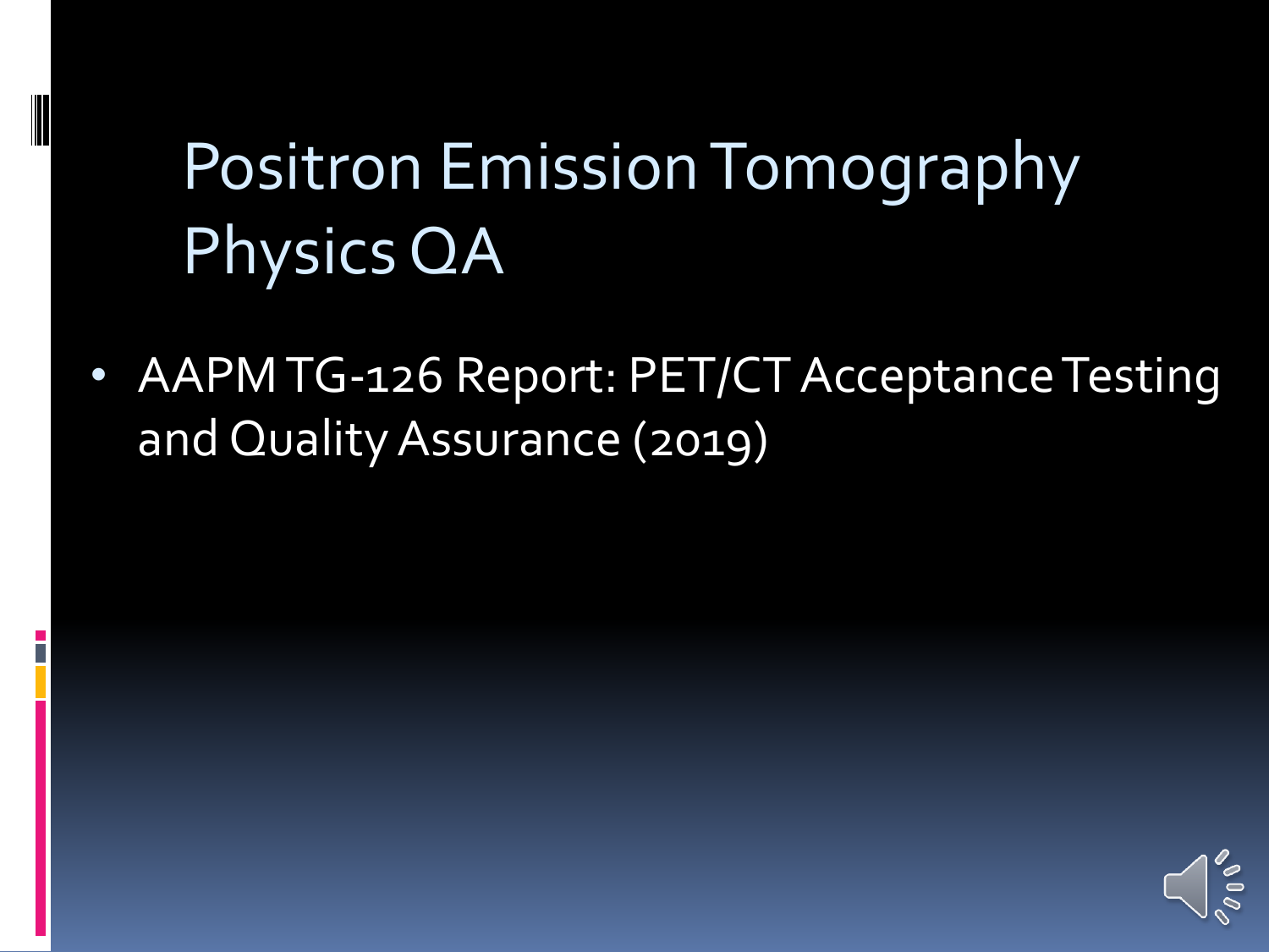# Positron Emission Tomography Physics QA

- AAPM TG-126 Report: PET/CT Acceptance Testing and Quality Assurance (2019)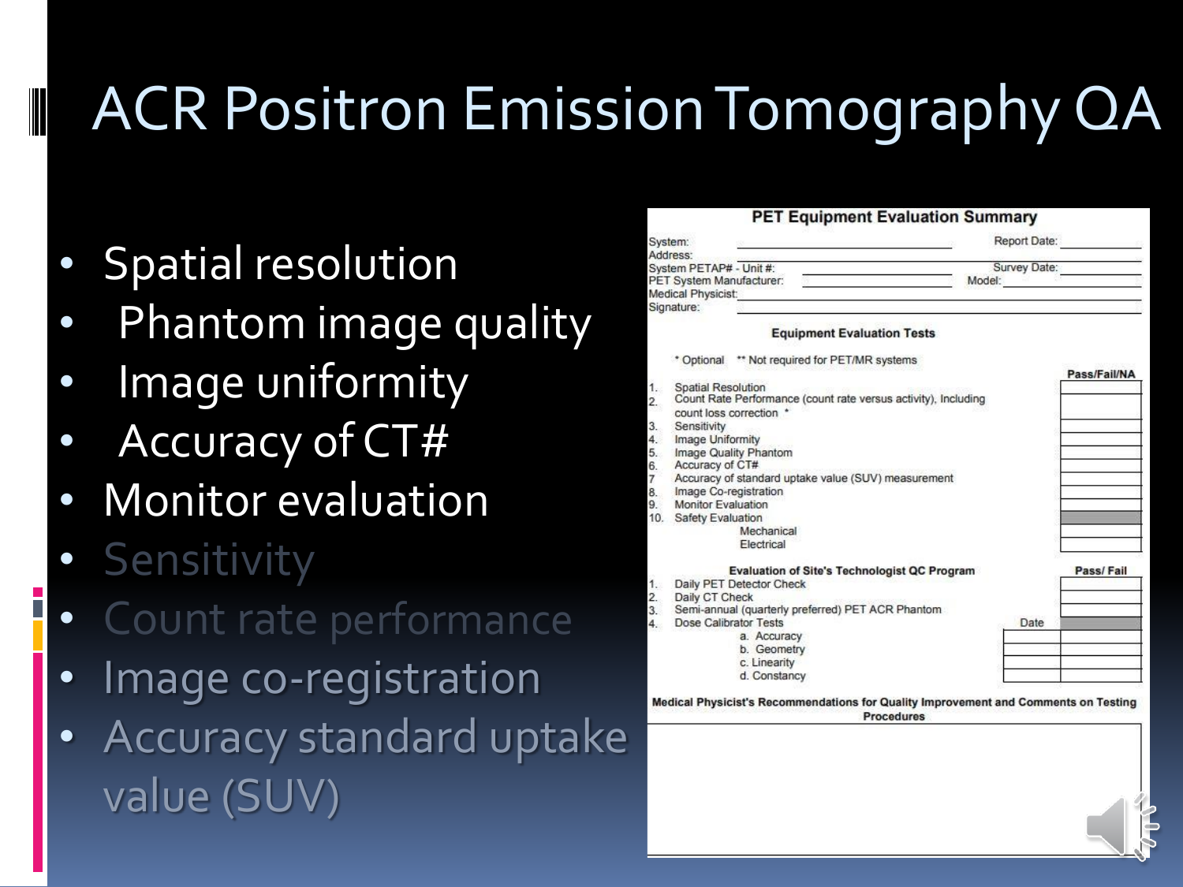# ACR Positron Emission Tomography QA

- Spatial resolution
- Phantom image quality
- Image uniformity
- Accuracy of CT#
- Monitor evaluation
- Sensitivity
- Count rate performance
- Image co-registration
- Accuracy standard uptake value (SUV)

## PET Equipment Evaluation Summary

System: Report Date:
Address:
System PETAP# - Unit #: Survey Date:
PET System Manufacturer: Model:
Medical Physicist:
Signature:

### Equipment Evaluation Tests

\* Optional ** Not required for PET/MR systems

| | | Pass/Fail/NA |
|---|---|---|
| 1. | Spatial Resolution | |
| 2. | Count Rate Performance (count rate versus activity), Including count loss correction * | |
| 3. | Sensitivity | |
| 4. | Image Uniformity | |
| 5. | Image Quality Phantom | |
| 6. | Accuracy of CT# | |
| 7 | Accuracy of standard uptake value (SUV) measurement | |
| 8. | Image Co-registration | |
| 9. | Monitor Evaluation | |
| 10. | Safety Evaluation | |
| | Mechanical | |
| | Electrical | |

### Evaluation of Site's Technologist QC Program

| | | Date | Pass/ Fail |
|---|---|---|---|
| 1. | Daily PET Detector Check | | |
| 2. | Daily CT Check | | |
| 3. | Semi-annual (quarterly preferred) PET ACR Phantom | | |
| 4. | Dose Calibrator Tests | | |
| | a. Accuracy | | |
| | b. Geometry | | |
| | c. Linearity | | |
| | d. Constancy | | |

**Medical Physicist's Recommendations for Quality Improvement and Comments on Testing Procedures**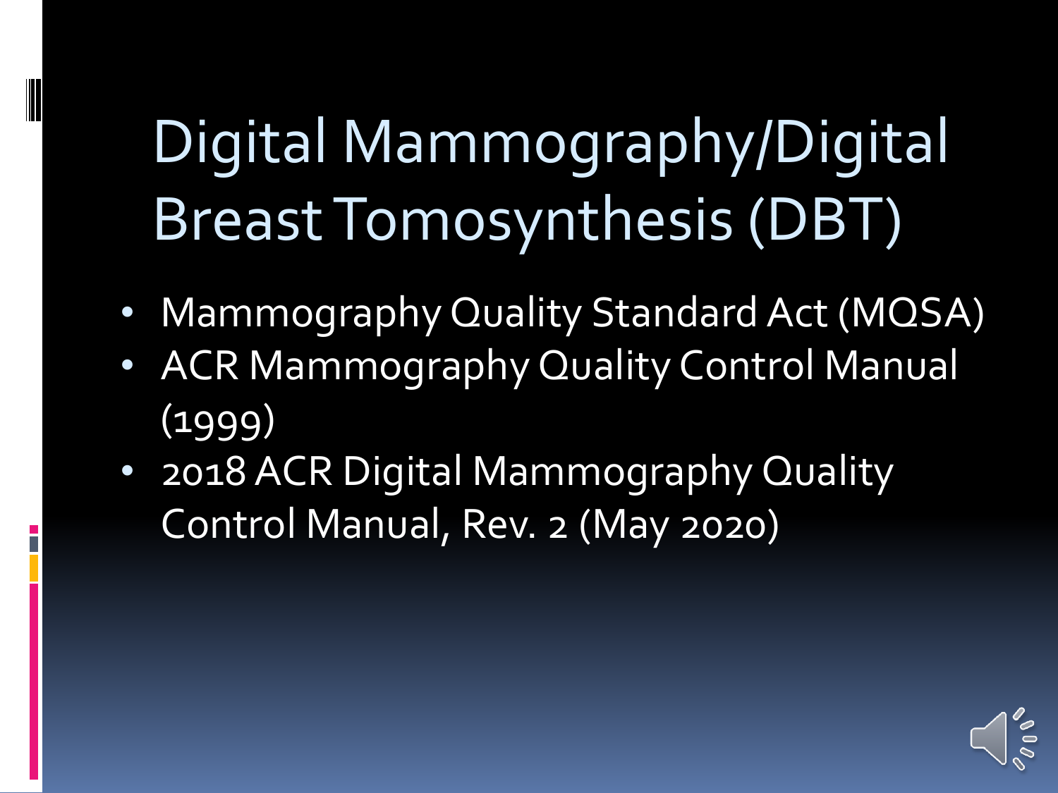# Digital Mammography/Digital Breast Tomosynthesis (DBT)

- Mammography Quality Standard Act (MQSA)
- ACR Mammography Quality Control Manual (1999)
- 2018 ACR Digital Mammography Quality Control Manual, Rev. 2 (May 2020)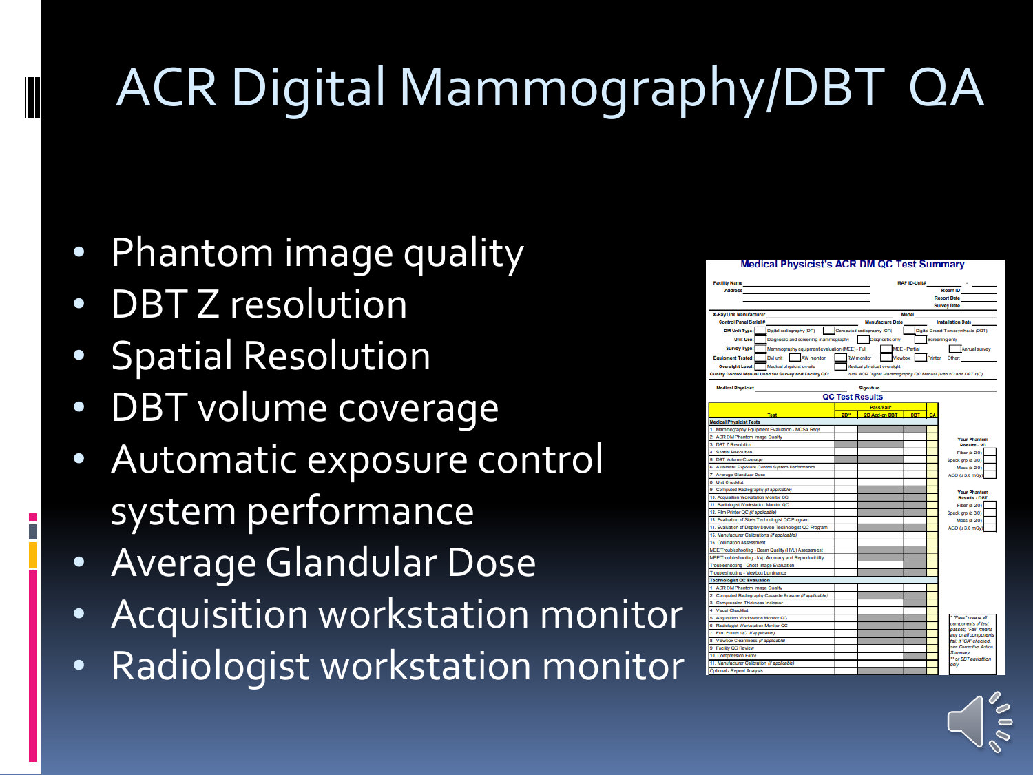# ACR Digital Mammography/DBT QA

- Phantom image quality
- DBT Z resolution
- Spatial Resolution
- DBT volume coverage
- Automatic exposure control system performance
- Average Glandular Dose
- Acquisition workstation monitor
- Radiologist workstation monitor

**Medical Physicist's ACR DM QC Test Summary**

Facility Name ______ MAP ID-Unit# ______
Address ______ Room ID ______
Report Date ______
Survey Date ______

X-Ray Unit Manufacturer ______ Model ______
Control Panel Serial # ______ Manufacture Date ______ Installation Date ______

DM Unit Type: ☐ Digital radiography (DR) ☐ Computed radiography (CR) ☐ Digital Breast Tomosynthesis (DBT)
Unit Use: ☐ Diagnostic and screening mammography ☐ Diagnostic only ☐ Screening only
Survey Type: ☐ Mammography equipment evaluation (MEE) - Full ☐ MEE - Partial ☐ Annual survey
Equipment Tested: ☐ DM unit ☐ AW monitor ☐ RW monitor ☐ Viewbox ☐ Printer Other:
Oversight Level: ☐ Medical physicist on-site ☐ Medical physicist oversight
Quality Control Manual Used for Survey and Facility QC: 2018 ACR Digital Mammography QC Manual (with 2D and DBT QC)

Medical Physicist ______ Signature ______

**QC Test Results**

| Test | Pass/Fail* 2D** | 2D Add-on DBT | DBT | CA |
|---|---|---|---|---|
| **Medical Physicist Tests** | | | | |
| 1. Mammography Equipment Evaluation - MQSA Reqs | | | | |
| 2. ACR DM Phantom Image Quality | | | | |
| 3. DBT Z Resolution | | | | |
| 4. Spatial Resolution | | | | |
| 5. DBT Volume Coverage | | | | |
| 6. Automatic Exposure Control System Performance | | | | |
| 7. Average Glandular Dose | | | | |
| 8. Unit Checklist | | | | |
| 9. Computed Radiography (if applicable) | | | | |
| 10. Acquisition Workstation Monitor QC | | | | |
| 11. Radiologist Workstation Monitor QC | | | | |
| 12. Film Printer QC (if applicable) | | | | |
| 13. Evaluation of Site's Technologist QC Program | | | | |
| 14. Evaluation of Display Device Technologist QC Program | | | | |
| 15. Manufacturer Calibrations (if applicable) | | | | |
| 16. Collimation Assessment | | | | |
| MEE/Troubleshooting - Beam Quality (HVL) Assessment | | | | |
| MEE/Troubleshooting - kVp Accuracy and Reproducibility | | | | |
| Troubleshooting - Ghost Image Evaluation | | | | |
| Troubleshooting - Viewbox Luminance | | | | |
| **Technologist QC Evaluation** | | | | |
| 1. ACR DM Phantom Image Quality | | | | |
| 2. Computed Radiography Cassette Erasure (if applicable) | | | | |
| 3. Compression Thickness Indicator | | | | |
| 4. Visual Checklist | | | | |
| 5. Acquisition Workstation Monitor QC | | | | |
| 6. Radiologist Workstation Monitor QC | | | | |
| 7. Film Printer QC (if applicable) | | | | |
| 8. Viewbox Cleanliness (if applicable) | | | | |
| 9. Facility QC Review | | | | |
| 10. Compression Force | | | | |
| 11. Manufacturer Calibration (if applicable) | | | | |
| Optional - Repeat Analysis | | | | |

Your Phantom Results - 2D
Fiber (≥ 2.0)
Speck grp (≥ 3.0)
Mass (≥ 2.0)
AGD (≤ 3.0 mGy)

Your Phantom Results - DBT
Fiber (≥ 2.0)
Speck grp (≥ 3.0)
Mass (≥ 2.0)
AGD (≤ 3.0 mGy)

* "Pass" means all components of test passes; "Fail" means any or all components fail; if "CA" checked, see Corrective Action Summary
** or DBT acquisition only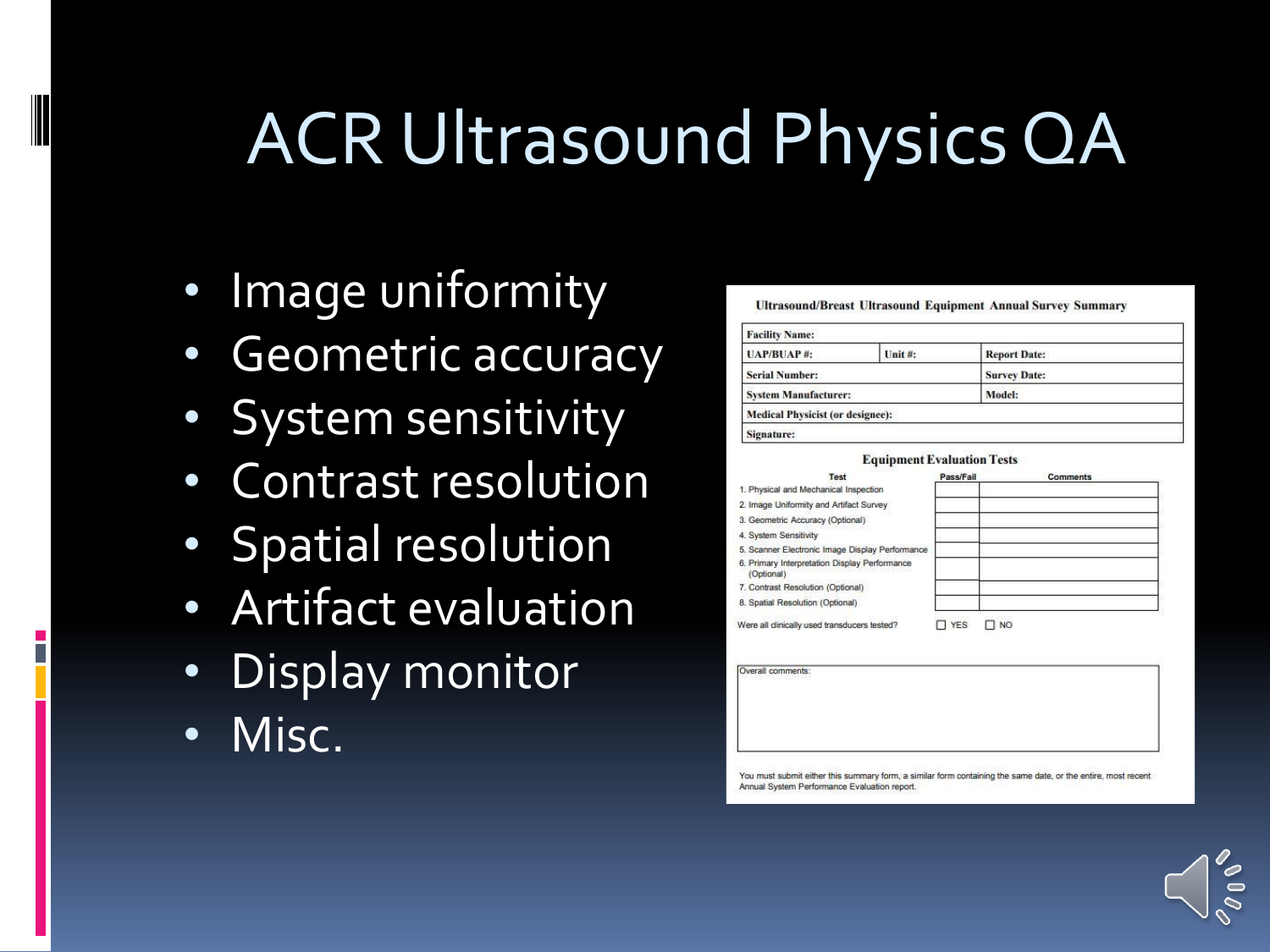# ACR Ultrasound Physics QA

- Image uniformity
- Geometric accuracy
- System sensitivity
- Contrast resolution
- Spatial resolution
- Artifact evaluation
- Display monitor
- Misc.

**Ultrasound/Breast Ultrasound Equipment Annual Survey Summary**

| | | |
|---|---|---|
| **Facility Name:** | | |
| **UAP/BUAP #:** | **Unit #:** | **Report Date:** |
| **Serial Number:** | | **Survey Date:** |
| **System Manufacturer:** | | **Model:** |
| **Medical Physicist (or designee):** | | |
| **Signature:** | | |

**Equipment Evaluation Tests**

| Test | Pass/Fail | Comments |
|---|---|---|
| 1. Physical and Mechanical Inspection | | |
| 2. Image Uniformity and Artifact Survey | | |
| 3. Geometric Accuracy (Optional) | | |
| 4. System Sensitivity | | |
| 5. Scanner Electronic Image Display Performance | | |
| 6. Primary Interpretation Display Performance (Optional) | | |
| 7. Contrast Resolution (Optional) | | |
| 8. Spatial Resolution (Optional) | | |

Were all clinically used transducers tested? ☐ YES ☐ NO

Overall comments:

You must submit either this summary form, a similar form containing the same date, or the entire, most recent Annual System Performance Evaluation report.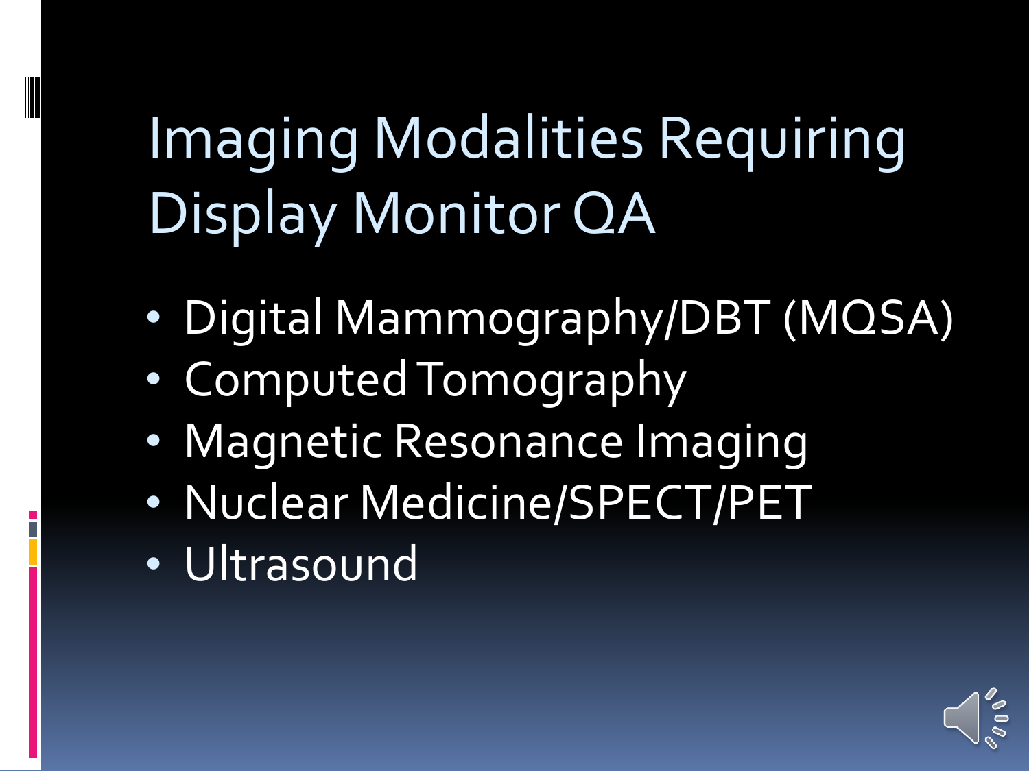# Imaging Modalities Requiring Display Monitor QA

- Digital Mammography/DBT (MQSA)
- Computed Tomography
- Magnetic Resonance Imaging
- Nuclear Medicine/SPECT/PET
- Ultrasound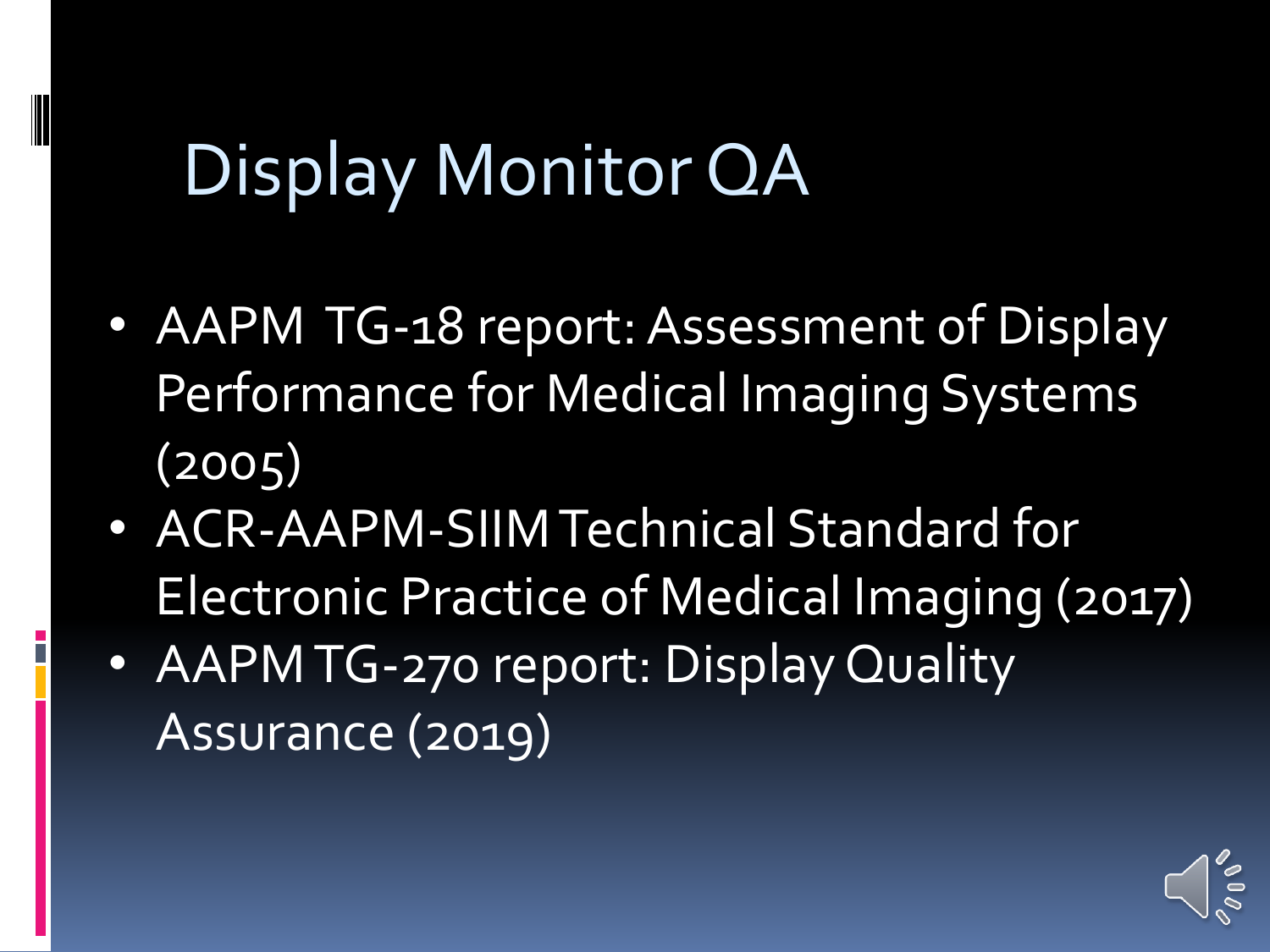# Display Monitor QA

- AAPM TG-18 report: Assessment of Display Performance for Medical Imaging Systems (2005)
- ACR-AAPM-SIIM Technical Standard for Electronic Practice of Medical Imaging (2017)
- AAPM TG-270 report: Display Quality Assurance (2019)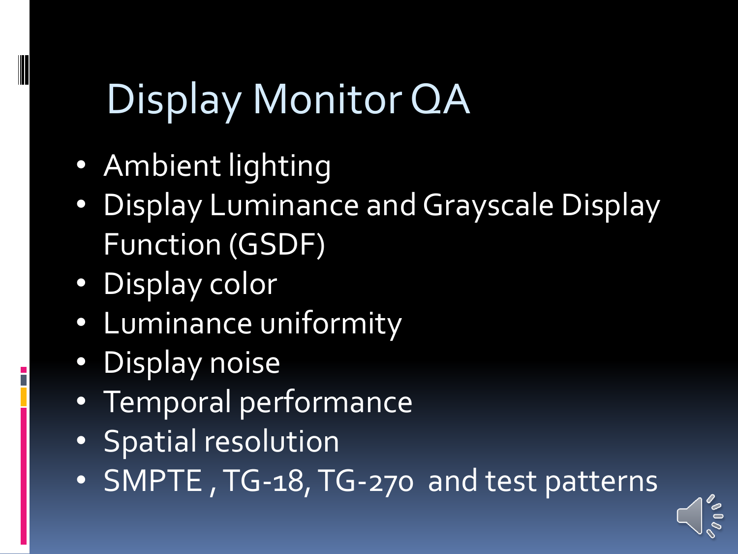# Display Monitor QA

- Ambient lighting
- Display Luminance and Grayscale Display Function (GSDF)
- Display color
- Luminance uniformity
- Display noise
- Temporal performance
- Spatial resolution
- SMPTE , TG-18, TG-270 and test patterns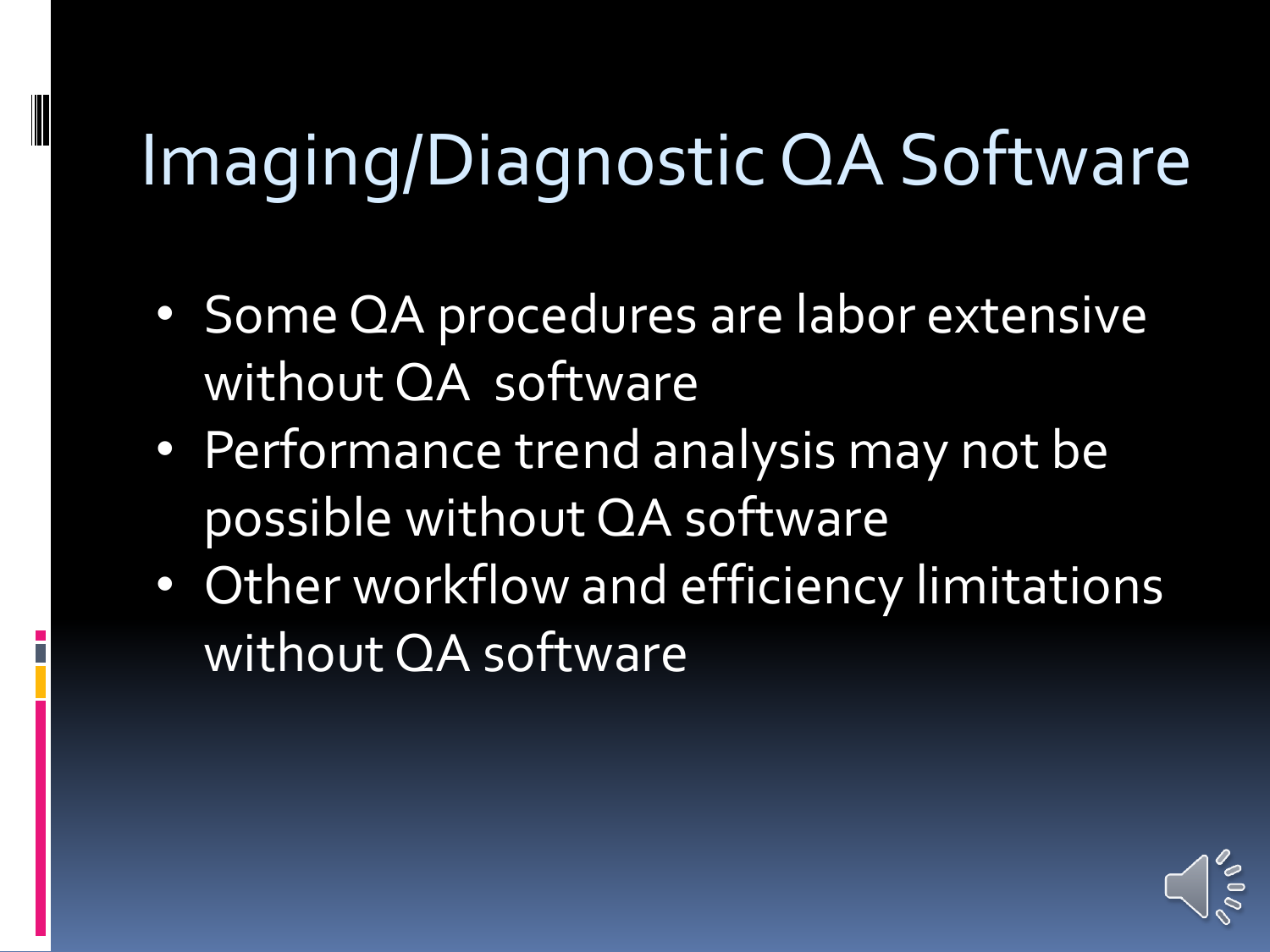# Imaging/Diagnostic QA Software

- Some QA procedures are labor extensive without QA software
- Performance trend analysis may not be possible without QA software
- Other workflow and efficiency limitations without QA software